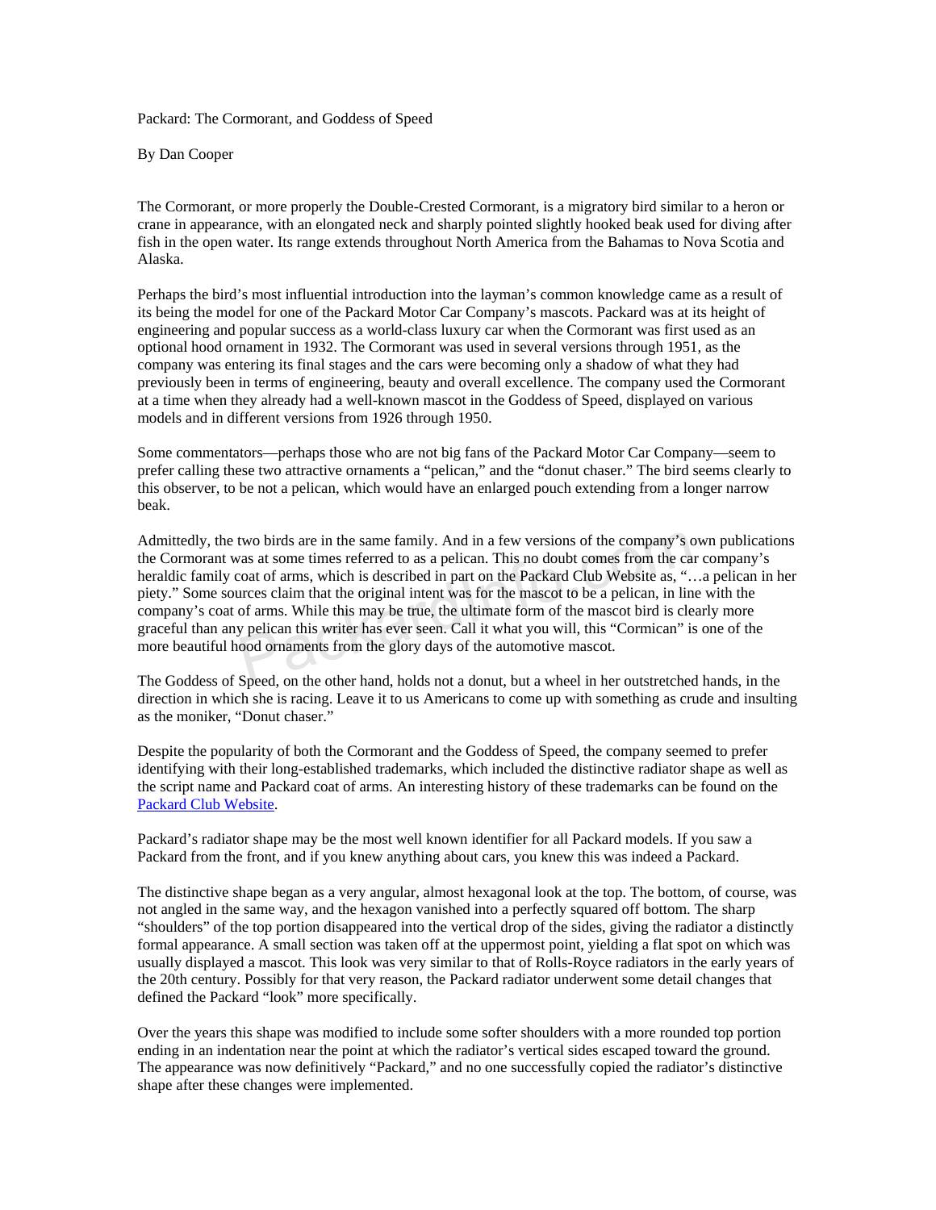# Packard: The Cormorant, and Goddess of Speed

By Dan Cooper

The Cormorant, or more properly the Double-Crested Cormorant, is a migratory bird similar to a heron or crane in appearance, with an elongated neck and sharply pointed slightly hooked beak used for diving after fish in the open water. Its range extends throughout North America from the Bahamas to Nova Scotia and Alaska.

Perhaps the bird's most influential introduction into the layman's common knowledge came as a result of its being the model for one of the Packard Motor Car Company's mascots. Packard was at its height of engineering and popular success as a world-class luxury car when the Cormorant was first used as an optional hood ornament in 1932. The Cormorant was used in several versions through 1951, as the company was entering its final stages and the cars were becoming only a shadow of what they had previously been in terms of engineering, beauty and overall excellence. The company used the Cormorant at a time when they already had a well-known mascot in the Goddess of Speed, displayed on various models and in different versions from 1926 through 1950.

Some commentators—perhaps those who are not big fans of the Packard Motor Car Company—seem to prefer calling these two attractive ornaments a "pelican," and the "donut chaser." The bird seems clearly to this observer, to be not a pelican, which would have an enlarged pouch extending from a longer narrow beak.

Admittedly, the two birds are in the same family. And in a few versions of the company's own publications the Cormorant was at some times referred to as a pelican. This no doubt comes from the car company's heraldic family coat of arms, which is described in part on the Packard Club Website as, "…a pelican in her piety." Some sources claim that the original intent was for the mascot to be a pelican, in line with the company's coat of arms. While this may be true, the ultimate form of the mascot bird is clearly more graceful than any pelican this writer has ever seen. Call it what you will, this "Cormican" is one of the more beautiful hood ornaments from the glory days of the automotive mascot.

The Goddess of Speed, on the other hand, holds not a donut, but a wheel in her outstretched hands, in the direction in which she is racing. Leave it to us Americans to come up with something as crude and insulting as the moniker, "Donut chaser."

Despite the popularity of both the Cormorant and the Goddess of Speed, the company seemed to prefer identifying with their long-established trademarks, which included the distinctive radiator shape as well as the script name and Packard coat of arms. An interesting history of these trademarks can be found on the Packard Club Website.

Packard's radiator shape may be the most well known identifier for all Packard models. If you saw a Packard from the front, and if you knew anything about cars, you knew this was indeed a Packard.

The distinctive shape began as a very angular, almost hexagonal look at the top. The bottom, of course, was not angled in the same way, and the hexagon vanished into a perfectly squared off bottom. The sharp "shoulders" of the top portion disappeared into the vertical drop of the sides, giving the radiator a distinctly formal appearance. A small section was taken off at the uppermost point, yielding a flat spot on which was usually displayed a mascot. This look was very similar to that of Rolls-Royce radiators in the early years of the 20th century. Possibly for that very reason, the Packard radiator underwent some detail changes that defined the Packard "look" more specifically.

Over the years this shape was modified to include some softer shoulders with a more rounded top portion ending in an indentation near the point at which the radiator's vertical sides escaped toward the ground. The appearance was now definitively "Packard," and no one successfully copied the radiator's distinctive shape after these changes were implemented.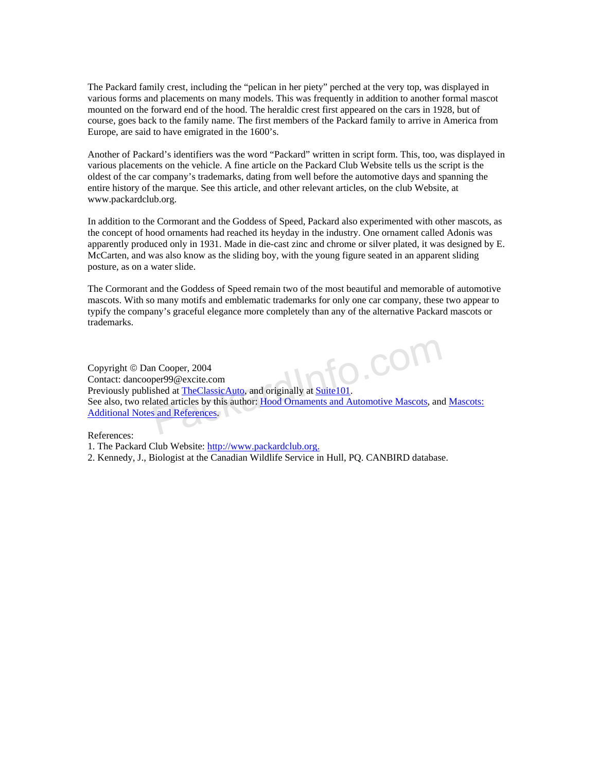The Packard family crest, including the "pelican in her piety" perched at the very top, was displayed in various forms and placements on many models. This was frequently in addition to another formal mascot mounted on the forward end of the hood. The heraldic crest first appeared on the cars in 1928, but of course, goes back to the family name. The first members of the Packard family to arrive in America from Europe, are said to have emigrated in the 1600's.

Another of Packard's identifiers was the word "Packard" written in script form. This, too, was displayed in various placements on the vehicle. A fine article on the Packard Club Website tells us the script is the oldest of the car company's trademarks, dating from well before the automotive days and spanning the entire history of the marque. See this article, and other relevant articles, on the club Website, at www.packardclub.org.

In addition to the Cormorant and the Goddess of Speed, Packard also experimented with other mascots, as the concept of hood ornaments had reached its heyday in the industry. One ornament called Adonis was apparently produced only in 1931. Made in die-cast zinc and chrome or silver plated, it was designed by E. McCarten, and was also know as the sliding boy, with the young figure seated in an apparent sliding posture, as on a water slide.

The Cormorant and the Goddess of Speed remain two of the most beautiful and memorable of automotive mascots. With so many motifs and emblematic trademarks for only one car company, these two appear to typify the company's graceful elegance more completely than any of the alternative Packard mascots or trademarks.

Copyright © Dan Cooper, 2004
Contact: dancooper99@excite.com
Previously published at [TheClassicAuto](), and originally at [Suite101]().
See also, two related articles by this author: [Hood Ornaments and Automotive Mascots](), and [Mascots: Additional Notes and References]().

References:
1. The Packard Club Website: http://www.packardclub.org.
2. Kennedy, J., Biologist at the Canadian Wildlife Service in Hull, PQ. CANBIRD database.